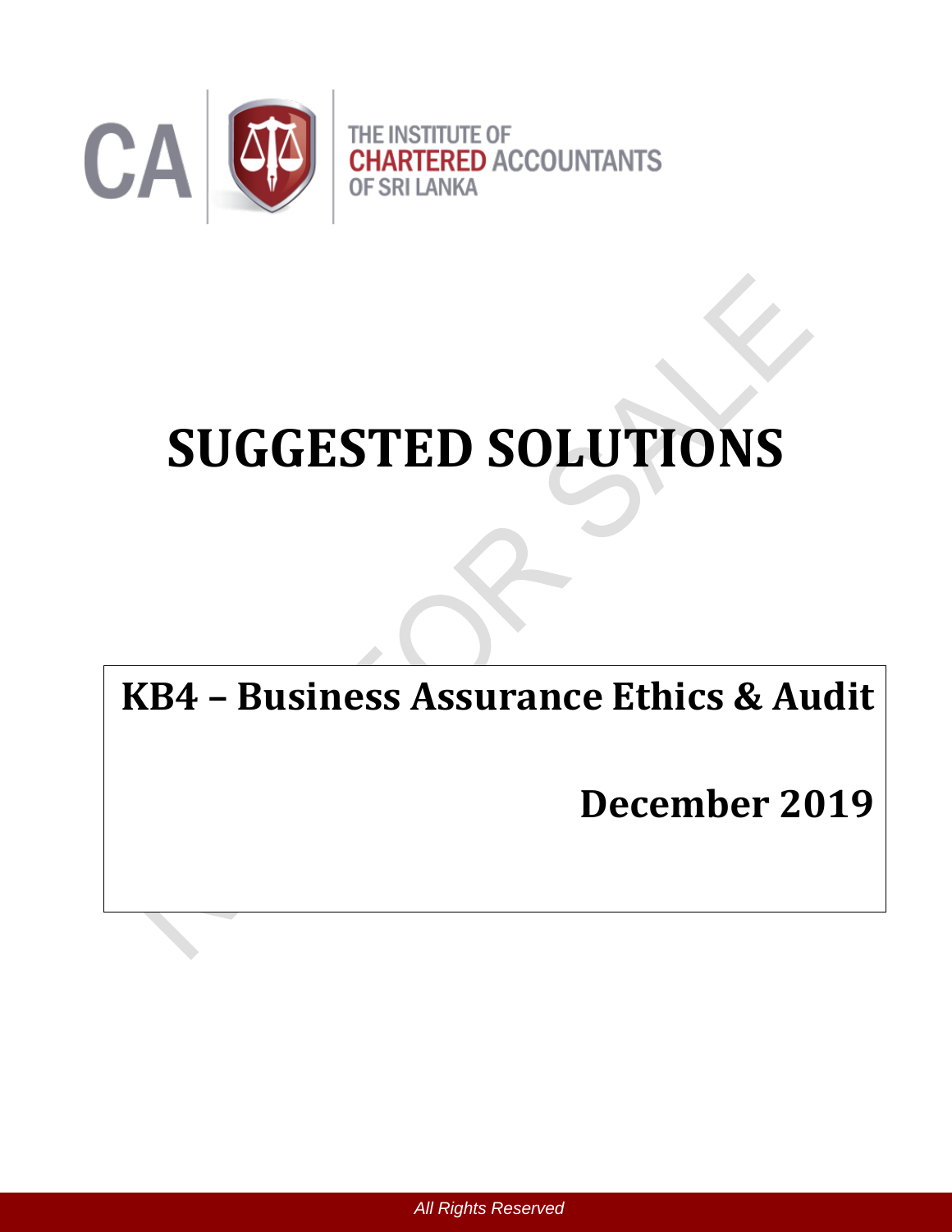THE INSTITUTE OF
CHARTERED ACCOUNTANTS
OF SRI LANKA

# SUGGESTED SOLUTIONS

## KB4 – Business Assurance Ethics & Audit

## December 2019

*All Rights Reserved*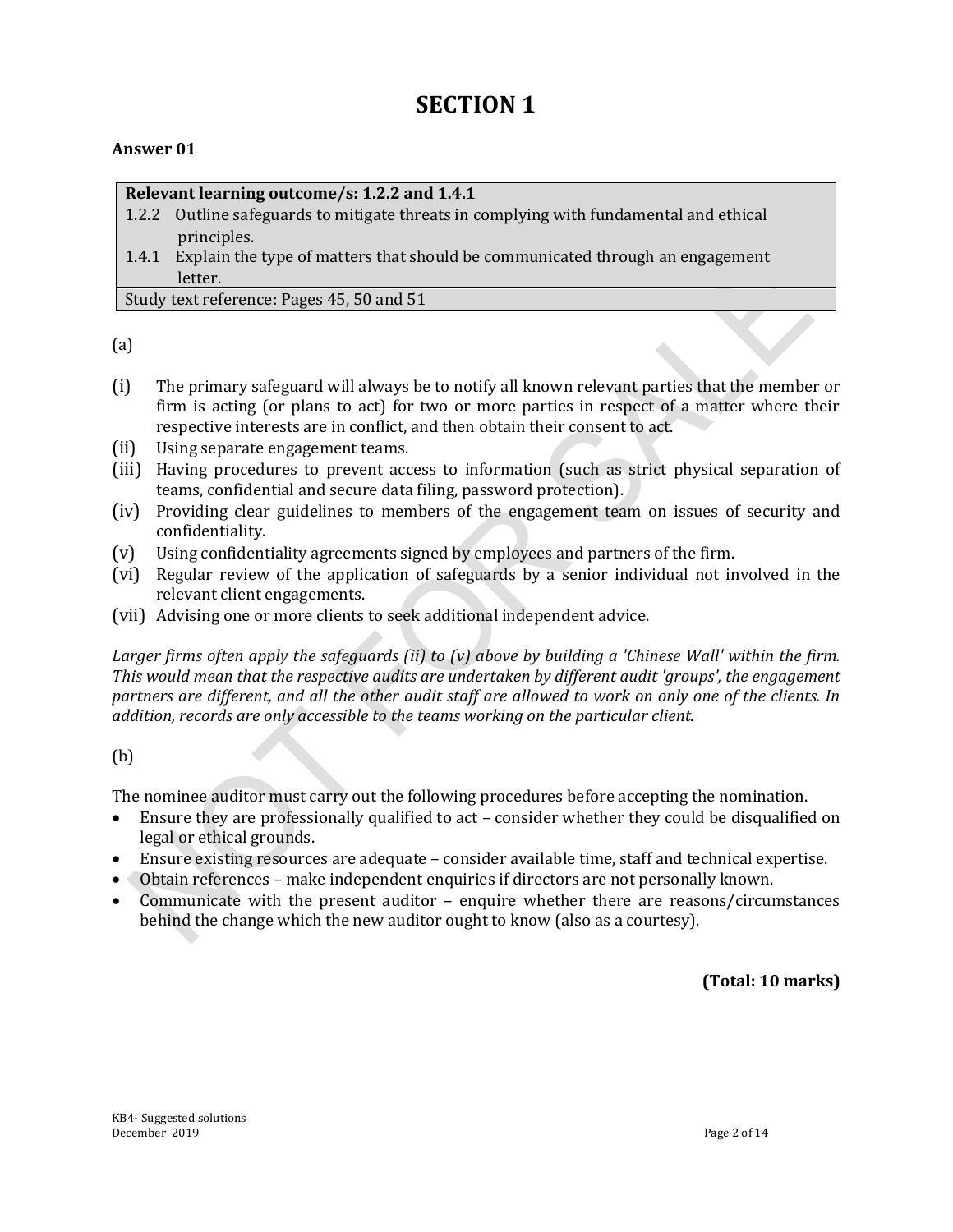# SECTION 1

**Answer 01**

| **Relevant learning outcome/s: 1.2.2 and 1.4.1** |
|---|
| 1.2.2 Outline safeguards to mitigate threats in complying with fundamental and ethical principles.<br>1.4.1 Explain the type of matters that should be communicated through an engagement letter. |
| Study text reference: Pages 45, 50 and 51 |

(a)

(i) The primary safeguard will always be to notify all known relevant parties that the member or firm is acting (or plans to act) for two or more parties in respect of a matter where their respective interests are in conflict, and then obtain their consent to act.

(ii) Using separate engagement teams.

(iii) Having procedures to prevent access to information (such as strict physical separation of teams, confidential and secure data filing, password protection).

(iv) Providing clear guidelines to members of the engagement team on issues of security and confidentiality.

(v) Using confidentiality agreements signed by employees and partners of the firm.

(vi) Regular review of the application of safeguards by a senior individual not involved in the relevant client engagements.

(vii) Advising one or more clients to seek additional independent advice.

*Larger firms often apply the safeguards (ii) to (v) above by building a 'Chinese Wall' within the firm. This would mean that the respective audits are undertaken by different audit 'groups', the engagement partners are different, and all the other audit staff are allowed to work on only one of the clients. In addition, records are only accessible to the teams working on the particular client.*

(b)

The nominee auditor must carry out the following procedures before accepting the nomination.

- Ensure they are professionally qualified to act – consider whether they could be disqualified on legal or ethical grounds.
- Ensure existing resources are adequate – consider available time, staff and technical expertise.
- Obtain references – make independent enquiries if directors are not personally known.
- Communicate with the present auditor – enquire whether there are reasons/circumstances behind the change which the new auditor ought to know (also as a courtesy).

**(Total: 10 marks)**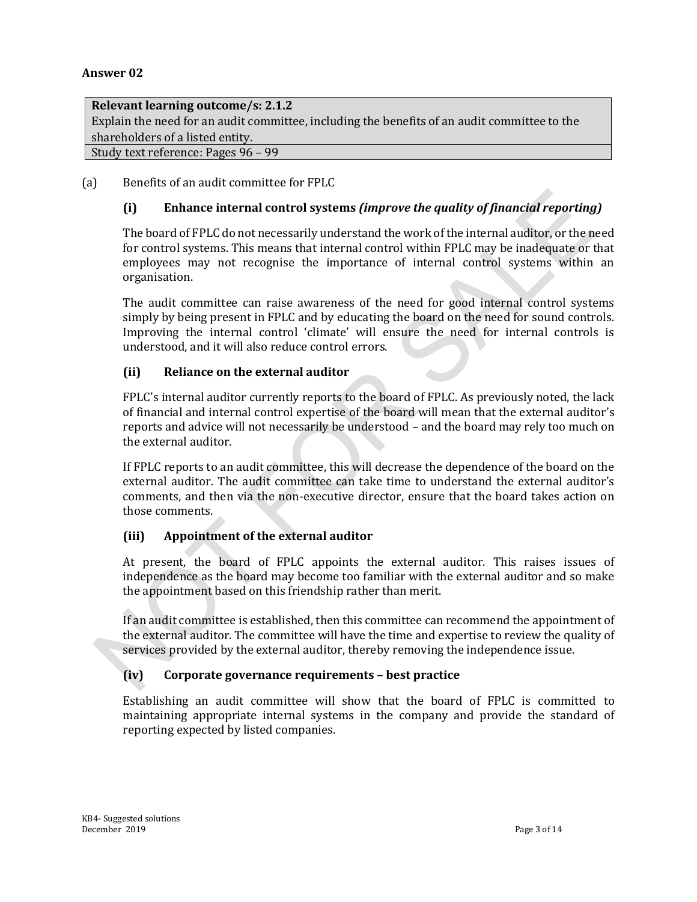**Answer 02**

| **Relevant learning outcome/s: 2.1.2** |
|---|
| Explain the need for an audit committee, including the benefits of an audit committee to the shareholders of a listed entity. |
| Study text reference: Pages 96 – 99 |

(a) Benefits of an audit committee for FPLC

**(i) Enhance internal control systems *(improve the quality of financial reporting)***

The board of FPLC do not necessarily understand the work of the internal auditor, or the need for control systems. This means that internal control within FPLC may be inadequate or that employees may not recognise the importance of internal control systems within an organisation.

The audit committee can raise awareness of the need for good internal control systems simply by being present in FPLC and by educating the board on the need for sound controls. Improving the internal control 'climate' will ensure the need for internal controls is understood, and it will also reduce control errors.

**(ii) Reliance on the external auditor**

FPLC's internal auditor currently reports to the board of FPLC. As previously noted, the lack of financial and internal control expertise of the board will mean that the external auditor's reports and advice will not necessarily be understood – and the board may rely too much on the external auditor.

If FPLC reports to an audit committee, this will decrease the dependence of the board on the external auditor. The audit committee can take time to understand the external auditor's comments, and then via the non-executive director, ensure that the board takes action on those comments.

**(iii) Appointment of the external auditor**

At present, the board of FPLC appoints the external auditor. This raises issues of independence as the board may become too familiar with the external auditor and so make the appointment based on this friendship rather than merit.

If an audit committee is established, then this committee can recommend the appointment of the external auditor. The committee will have the time and expertise to review the quality of services provided by the external auditor, thereby removing the independence issue.

**(iv) Corporate governance requirements – best practice**

Establishing an audit committee will show that the board of FPLC is committed to maintaining appropriate internal systems in the company and provide the standard of reporting expected by listed companies.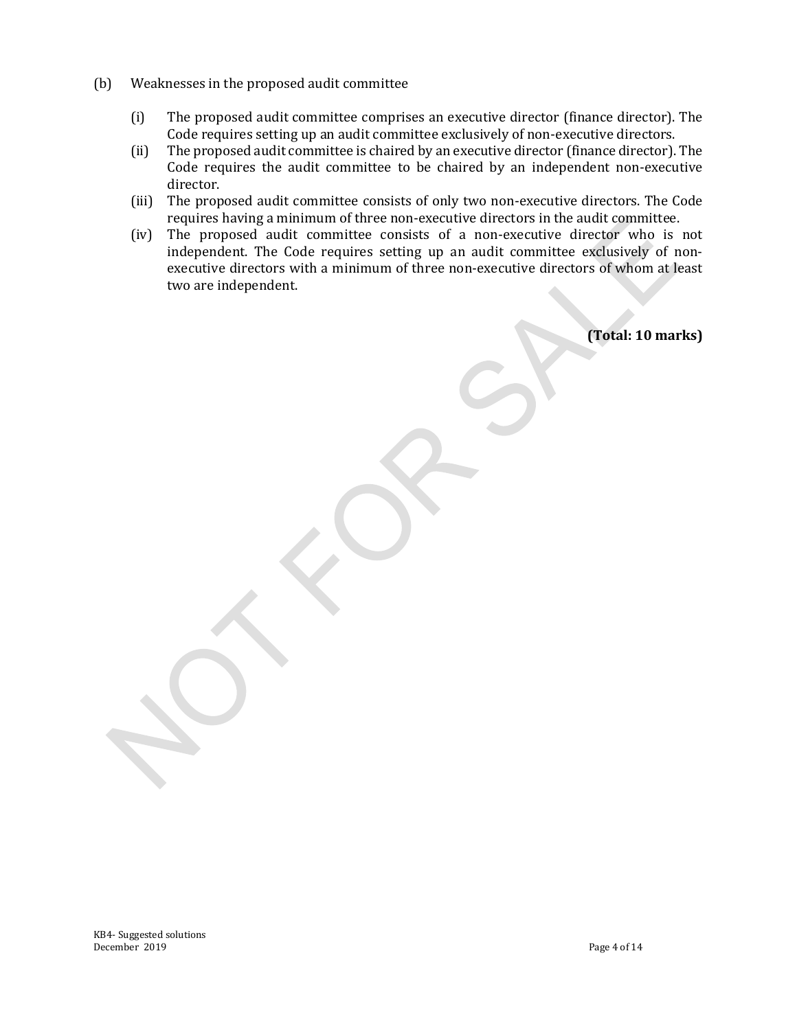(b) Weaknesses in the proposed audit committee

(i) The proposed audit committee comprises an executive director (finance director). The Code requires setting up an audit committee exclusively of non-executive directors.

(ii) The proposed audit committee is chaired by an executive director (finance director). The Code requires the audit committee to be chaired by an independent non-executive director.

(iii) The proposed audit committee consists of only two non-executive directors. The Code requires having a minimum of three non-executive directors in the audit committee.

(iv) The proposed audit committee consists of a non-executive director who is not independent. The Code requires setting up an audit committee exclusively of non-executive directors with a minimum of three non-executive directors of whom at least two are independent.

**(Total: 10 marks)**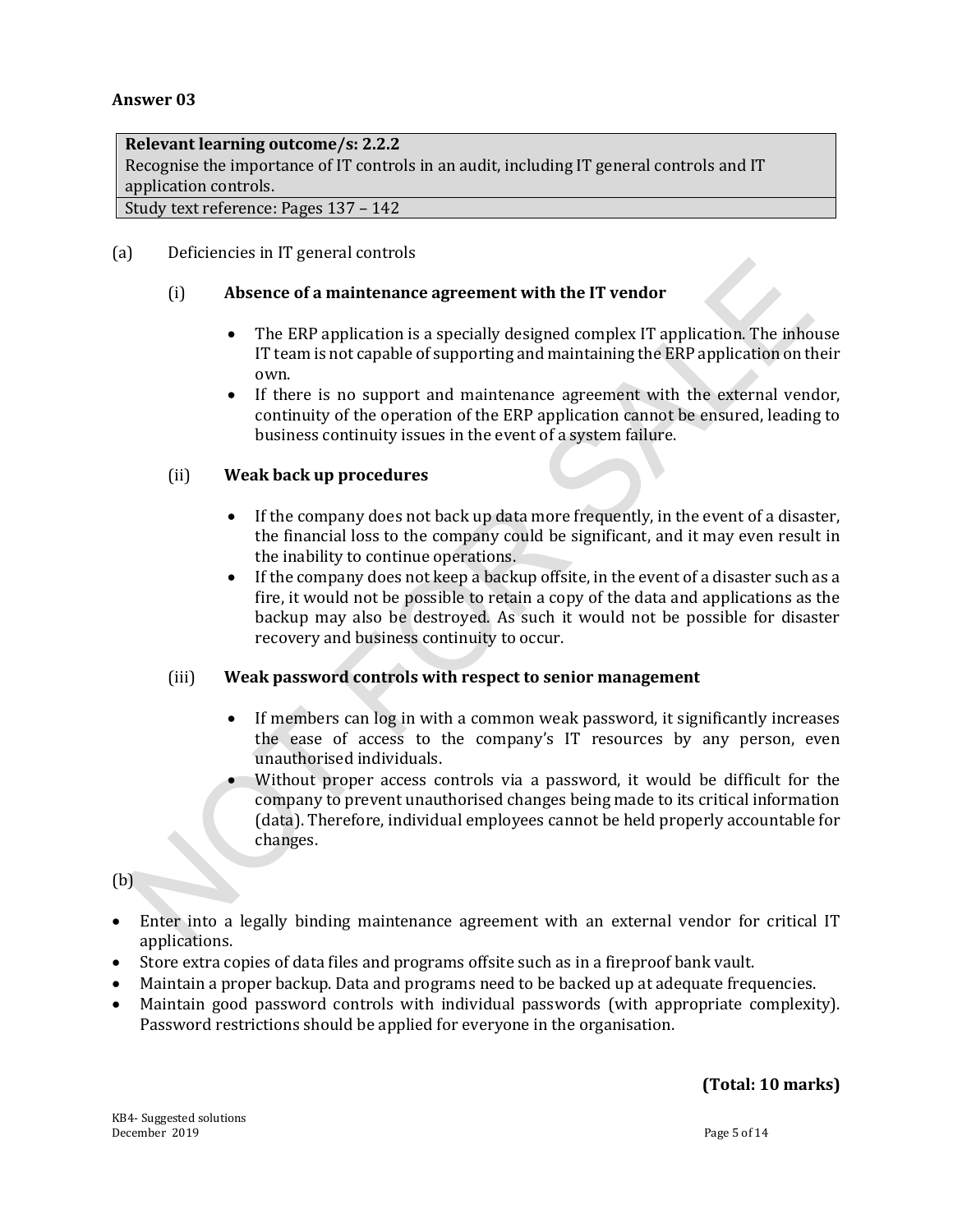**Answer 03**

| **Relevant learning outcome/s: 2.2.2** |
|---|
| Recognise the importance of IT controls in an audit, including IT general controls and IT application controls. |
| Study text reference: Pages 137 – 142 |

(a) Deficiencies in IT general controls

(i) **Absence of a maintenance agreement with the IT vendor**

- The ERP application is a specially designed complex IT application. The inhouse IT team is not capable of supporting and maintaining the ERP application on their own.
- If there is no support and maintenance agreement with the external vendor, continuity of the operation of the ERP application cannot be ensured, leading to business continuity issues in the event of a system failure.

(ii) **Weak back up procedures**

- If the company does not back up data more frequently, in the event of a disaster, the financial loss to the company could be significant, and it may even result in the inability to continue operations.
- If the company does not keep a backup offsite, in the event of a disaster such as a fire, it would not be possible to retain a copy of the data and applications as the backup may also be destroyed. As such it would not be possible for disaster recovery and business continuity to occur.

(iii) **Weak password controls with respect to senior management**

- If members can log in with a common weak password, it significantly increases the ease of access to the company's IT resources by any person, even unauthorised individuals.
- Without proper access controls via a password, it would be difficult for the company to prevent unauthorised changes being made to its critical information (data). Therefore, individual employees cannot be held properly accountable for changes.

(b)

- Enter into a legally binding maintenance agreement with an external vendor for critical IT applications.
- Store extra copies of data files and programs offsite such as in a fireproof bank vault.
- Maintain a proper backup. Data and programs need to be backed up at adequate frequencies.
- Maintain good password controls with individual passwords (with appropriate complexity). Password restrictions should be applied for everyone in the organisation.

**(Total: 10 marks)**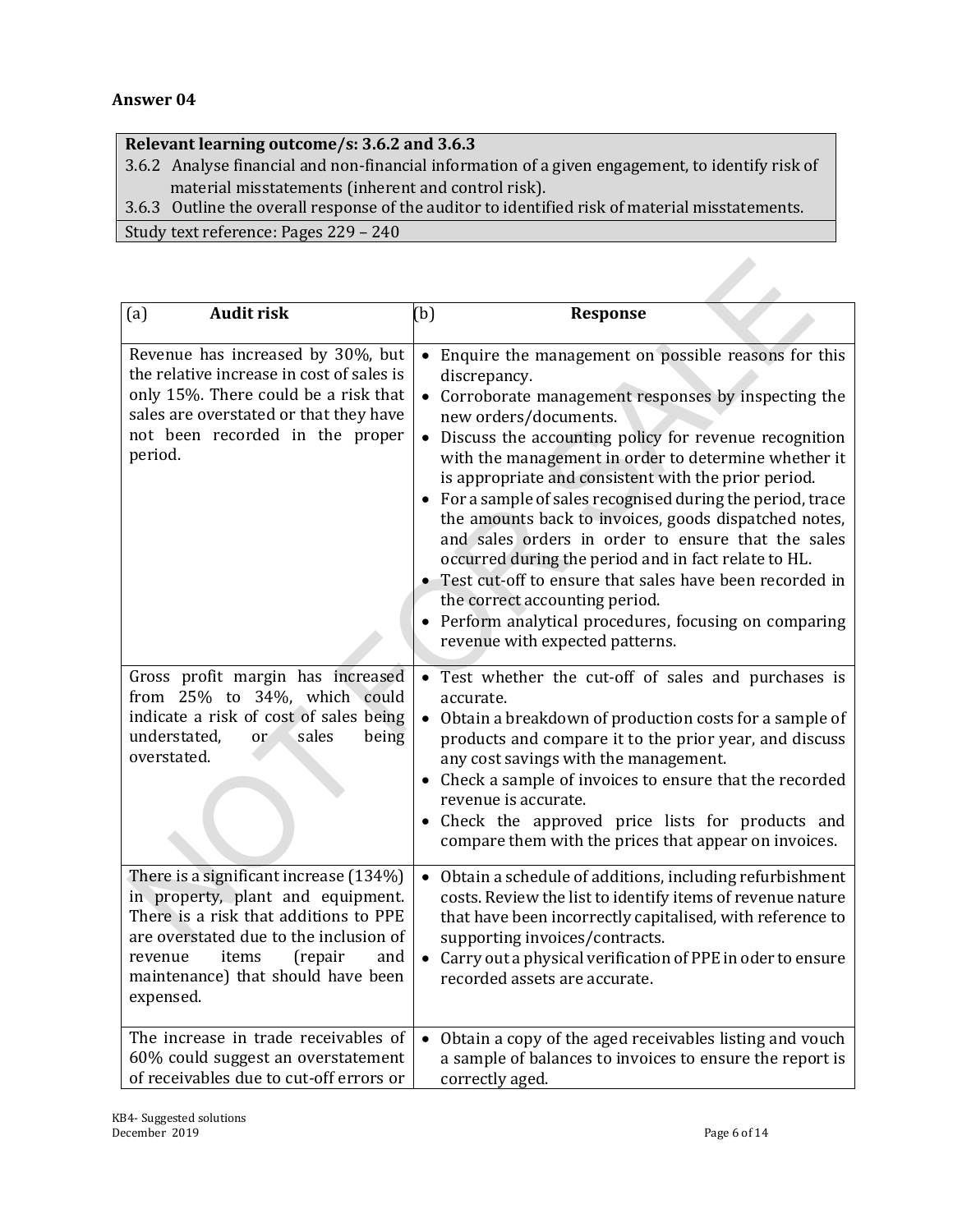## Answer 04

| Relevant learning outcome/s: 3.6.2 and 3.6.3 |
|---|
| 3.6.2 Analyse financial and non-financial information of a given engagement, to identify risk of material misstatements (inherent and control risk). <br> 3.6.3 Outline the overall response of the auditor to identified risk of material misstatements. |
| Study text reference: Pages 229 – 240 |

| (a) Audit risk | (b) Response |
|---|---|
| Revenue has increased by 30%, but the relative increase in cost of sales is only 15%. There could be a risk that sales are overstated or that they have not been recorded in the proper period. | • Enquire the management on possible reasons for this discrepancy. <br> • Corroborate management responses by inspecting the new orders/documents. <br> • Discuss the accounting policy for revenue recognition with the management in order to determine whether it is appropriate and consistent with the prior period. <br> • For a sample of sales recognised during the period, trace the amounts back to invoices, goods dispatched notes, and sales orders in order to ensure that the sales occurred during the period and in fact relate to HL. <br> • Test cut-off to ensure that sales have been recorded in the correct accounting period. <br> • Perform analytical procedures, focusing on comparing revenue with expected patterns. |
| Gross profit margin has increased from 25% to 34%, which could indicate a risk of cost of sales being understated, or sales being overstated. | • Test whether the cut-off of sales and purchases is accurate. <br> • Obtain a breakdown of production costs for a sample of products and compare it to the prior year, and discuss any cost savings with the management. <br> • Check a sample of invoices to ensure that the recorded revenue is accurate. <br> • Check the approved price lists for products and compare them with the prices that appear on invoices. |
| There is a significant increase (134%) in property, plant and equipment. There is a risk that additions to PPE are overstated due to the inclusion of revenue items (repair and maintenance) that should have been expensed. | • Obtain a schedule of additions, including refurbishment costs. Review the list to identify items of revenue nature that have been incorrectly capitalised, with reference to supporting invoices/contracts. <br> • Carry out a physical verification of PPE in oder to ensure recorded assets are accurate. |
| The increase in trade receivables of 60% could suggest an overstatement of receivables due to cut-off errors or | • Obtain a copy of the aged receivables listing and vouch a sample of balances to invoices to ensure the report is correctly aged. |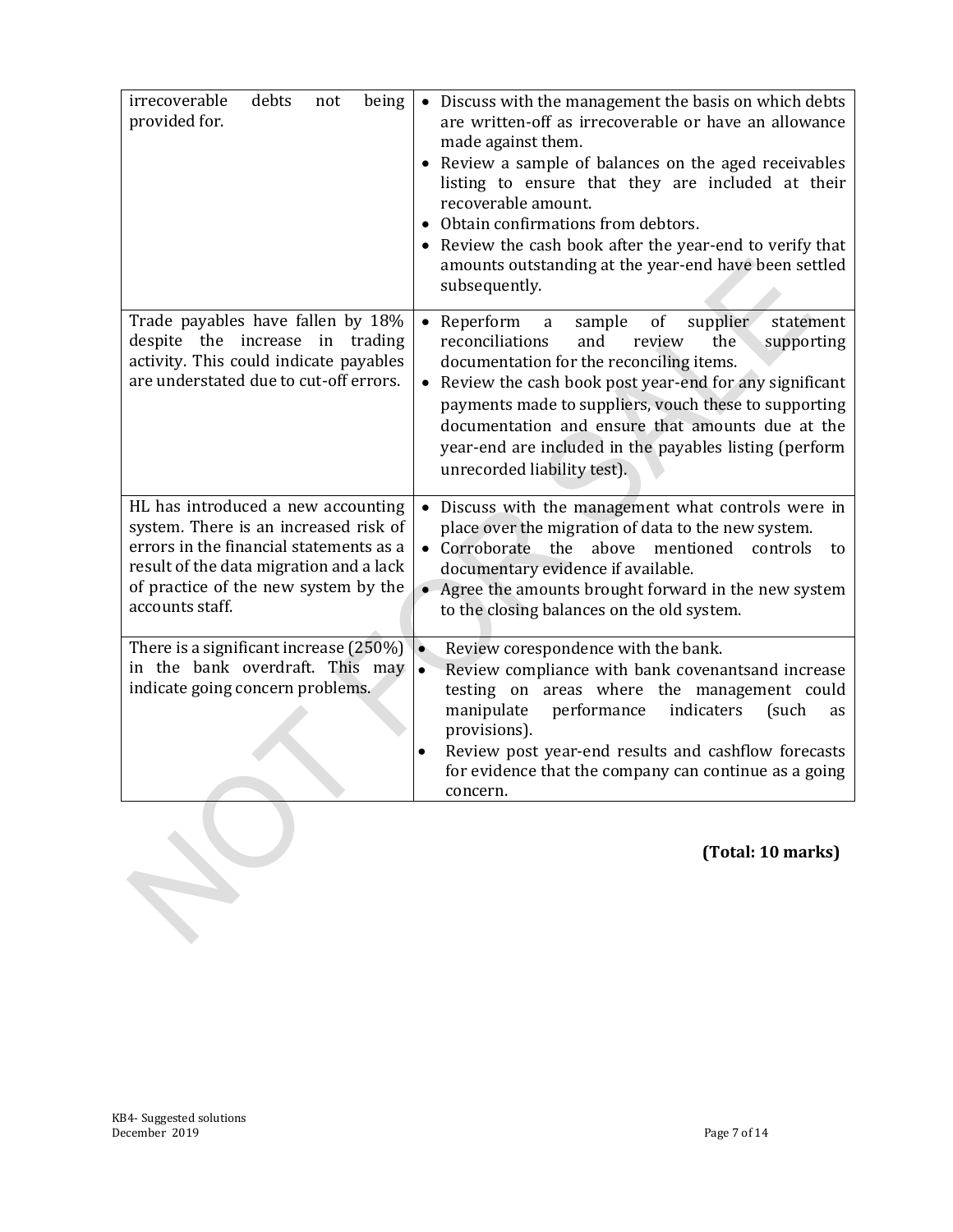| | |
|---|---|
| irrecoverable debts not being provided for. | • Discuss with the management the basis on which debts are written-off as irrecoverable or have an allowance made against them.<br>• Review a sample of balances on the aged receivables listing to ensure that they are included at their recoverable amount.<br>• Obtain confirmations from debtors.<br>• Review the cash book after the year-end to verify that amounts outstanding at the year-end have been settled subsequently. |
| Trade payables have fallen by 18% despite the increase in trading activity. This could indicate payables are understated due to cut-off errors. | • Reperform a sample of supplier statement reconciliations and review the supporting documentation for the reconciling items.<br>• Review the cash book post year-end for any significant payments made to suppliers, vouch these to supporting documentation and ensure that amounts due at the year-end are included in the payables listing (perform unrecorded liability test). |
| HL has introduced a new accounting system. There is an increased risk of errors in the financial statements as a result of the data migration and a lack of practice of the new system by the accounts staff. | • Discuss with the management what controls were in place over the migration of data to the new system.<br>• Corroborate the above mentioned controls to documentary evidence if available.<br>• Agree the amounts brought forward in the new system to the closing balances on the old system. |
| There is a significant increase (250%) in the bank overdraft. This may indicate going concern problems. | • Review corespondence with the bank.<br>• Review compliance with bank covenantsand increase testing on areas where the management could manipulate performance indicaters (such as provisions).<br>• Review post year-end results and cashflow forecasts for evidence that the company can continue as a going concern. |

**(Total: 10 marks)**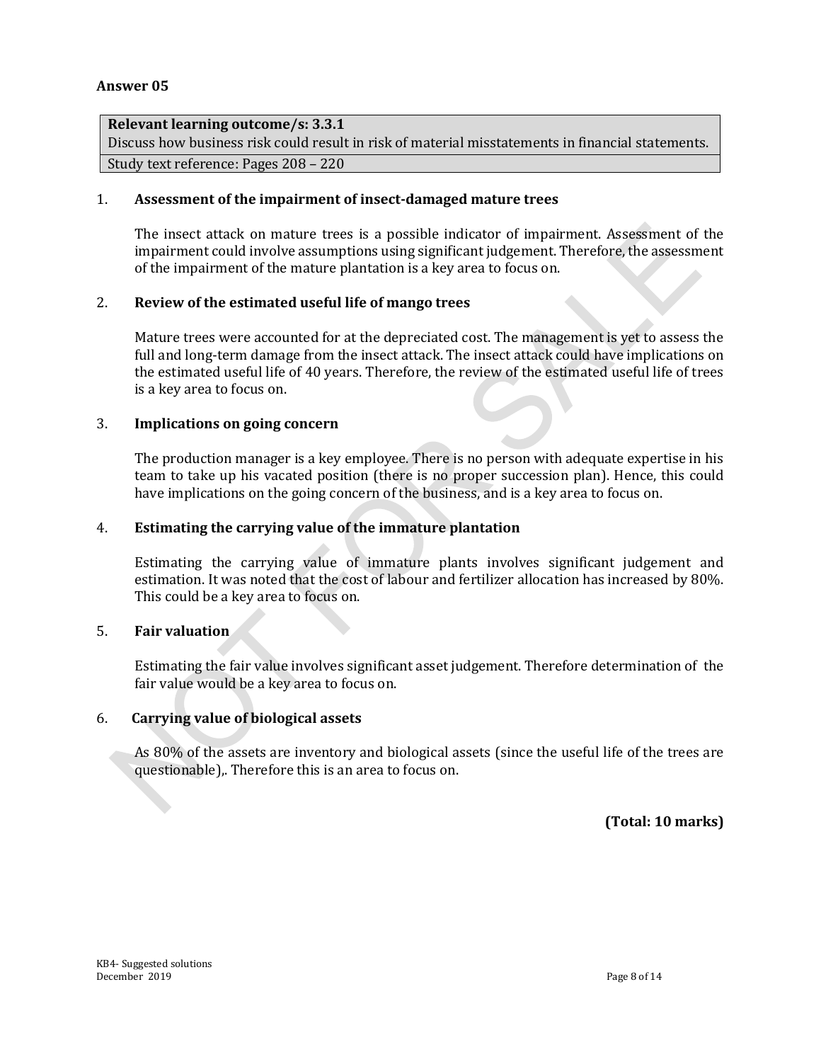**Answer 05**

| **Relevant learning outcome/s: 3.3.1** |
| --- |
| Discuss how business risk could result in risk of material misstatements in financial statements. |
| Study text reference: Pages 208 – 220 |

1. **Assessment of the impairment of insect-damaged mature trees**

   The insect attack on mature trees is a possible indicator of impairment. Assessment of the impairment could involve assumptions using significant judgement. Therefore, the assessment of the impairment of the mature plantation is a key area to focus on.

2. **Review of the estimated useful life of mango trees**

   Mature trees were accounted for at the depreciated cost. The management is yet to assess the full and long-term damage from the insect attack. The insect attack could have implications on the estimated useful life of 40 years. Therefore, the review of the estimated useful life of trees is a key area to focus on.

3. **Implications on going concern**

   The production manager is a key employee. There is no person with adequate expertise in his team to take up his vacated position (there is no proper succession plan). Hence, this could have implications on the going concern of the business, and is a key area to focus on.

4. **Estimating the carrying value of the immature plantation**

   Estimating the carrying value of immature plants involves significant judgement and estimation. It was noted that the cost of labour and fertilizer allocation has increased by 80%. This could be a key area to focus on.

5. **Fair valuation**

   Estimating the fair value involves significant asset judgement. Therefore determination of the fair value would be a key area to focus on.

6. **Carrying value of biological assets**

   As 80% of the assets are inventory and biological assets (since the useful life of the trees are questionable),. Therefore this is an area to focus on.

**(Total: 10 marks)**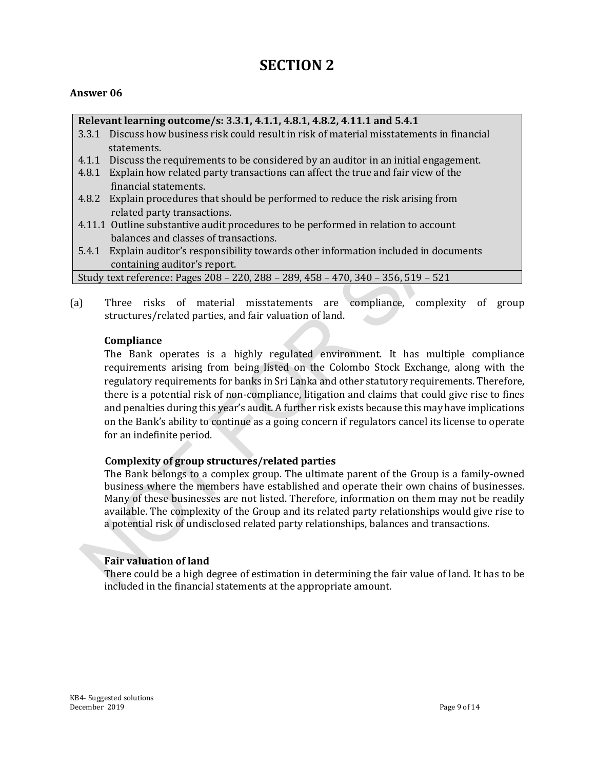# SECTION 2

**Answer 06**

| **Relevant learning outcome/s: 3.3.1, 4.1.1, 4.8.1, 4.8.2, 4.11.1 and 5.4.1** |
|---|
| 3.3.1 Discuss how business risk could result in risk of material misstatements in financial statements.<br>4.1.1 Discuss the requirements to be considered by an auditor in an initial engagement.<br>4.8.1 Explain how related party transactions can affect the true and fair view of the financial statements.<br>4.8.2 Explain procedures that should be performed to reduce the risk arising from related party transactions.<br>4.11.1 Outline substantive audit procedures to be performed in relation to account balances and classes of transactions.<br>5.4.1 Explain auditor's responsibility towards other information included in documents containing auditor's report. |
| Study text reference: Pages 208 – 220, 288 – 289, 458 – 470, 340 – 356, 519 – 521 |

(a) Three risks of material misstatements are compliance, complexity of group structures/related parties, and fair valuation of land.

**Compliance**

The Bank operates is a highly regulated environment. It has multiple compliance requirements arising from being listed on the Colombo Stock Exchange, along with the regulatory requirements for banks in Sri Lanka and other statutory requirements. Therefore, there is a potential risk of non-compliance, litigation and claims that could give rise to fines and penalties during this year's audit. A further risk exists because this may have implications on the Bank's ability to continue as a going concern if regulators cancel its license to operate for an indefinite period.

**Complexity of group structures/related parties**

The Bank belongs to a complex group. The ultimate parent of the Group is a family-owned business where the members have established and operate their own chains of businesses. Many of these businesses are not listed. Therefore, information on them may not be readily available. The complexity of the Group and its related party relationships would give rise to a potential risk of undisclosed related party relationships, balances and transactions.

**Fair valuation of land**

There could be a high degree of estimation in determining the fair value of land. It has to be included in the financial statements at the appropriate amount.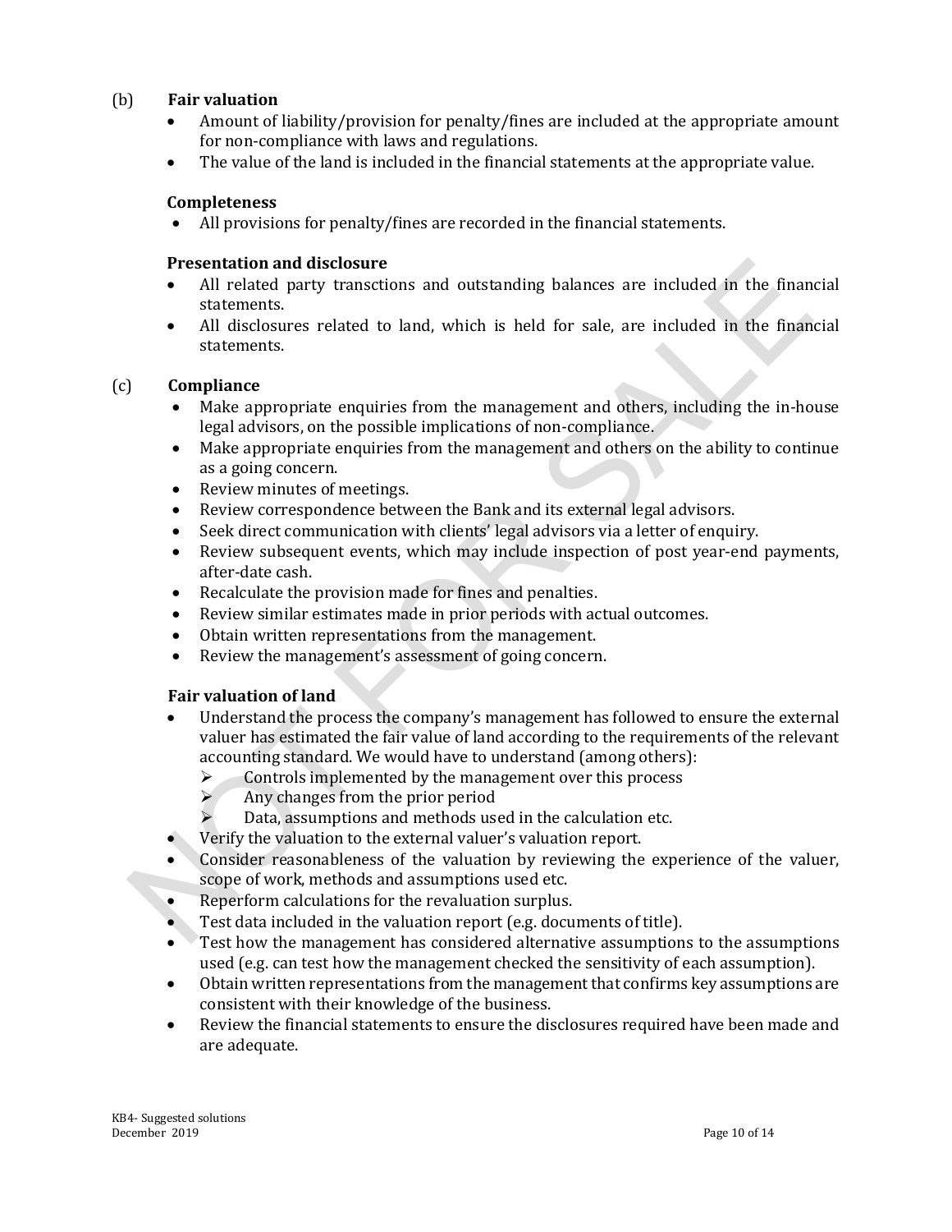(b) **Fair valuation**

- Amount of liability/provision for penalty/fines are included at the appropriate amount for non-compliance with laws and regulations.
- The value of the land is included in the financial statements at the appropriate value.

**Completeness**

- All provisions for penalty/fines are recorded in the financial statements.

**Presentation and disclosure**

- All related party transctions and outstanding balances are included in the financial statements.
- All disclosures related to land, which is held for sale, are included in the financial statements.

(c) **Compliance**

- Make appropriate enquiries from the management and others, including the in-house legal advisors, on the possible implications of non-compliance.
- Make appropriate enquiries from the management and others on the ability to continue as a going concern.
- Review minutes of meetings.
- Review correspondence between the Bank and its external legal advisors.
- Seek direct communication with clients' legal advisors via a letter of enquiry.
- Review subsequent events, which may include inspection of post year-end payments, after-date cash.
- Recalculate the provision made for fines and penalties.
- Review similar estimates made in prior periods with actual outcomes.
- Obtain written representations from the management.
- Review the management's assessment of going concern.

**Fair valuation of land**

- Understand the process the company's management has followed to ensure the external valuer has estimated the fair value of land according to the requirements of the relevant accounting standard. We would have to understand (among others):
  - Controls implemented by the management over this process
  - Any changes from the prior period
  - Data, assumptions and methods used in the calculation etc.
- Verify the valuation to the external valuer's valuation report.
- Consider reasonableness of the valuation by reviewing the experience of the valuer, scope of work, methods and assumptions used etc.
- Reperform calculations for the revaluation surplus.
- Test data included in the valuation report (e.g. documents of title).
- Test how the management has considered alternative assumptions to the assumptions used (e.g. can test how the management checked the sensitivity of each assumption).
- Obtain written representations from the management that confirms key assumptions are consistent with their knowledge of the business.
- Review the financial statements to ensure the disclosures required have been made and are adequate.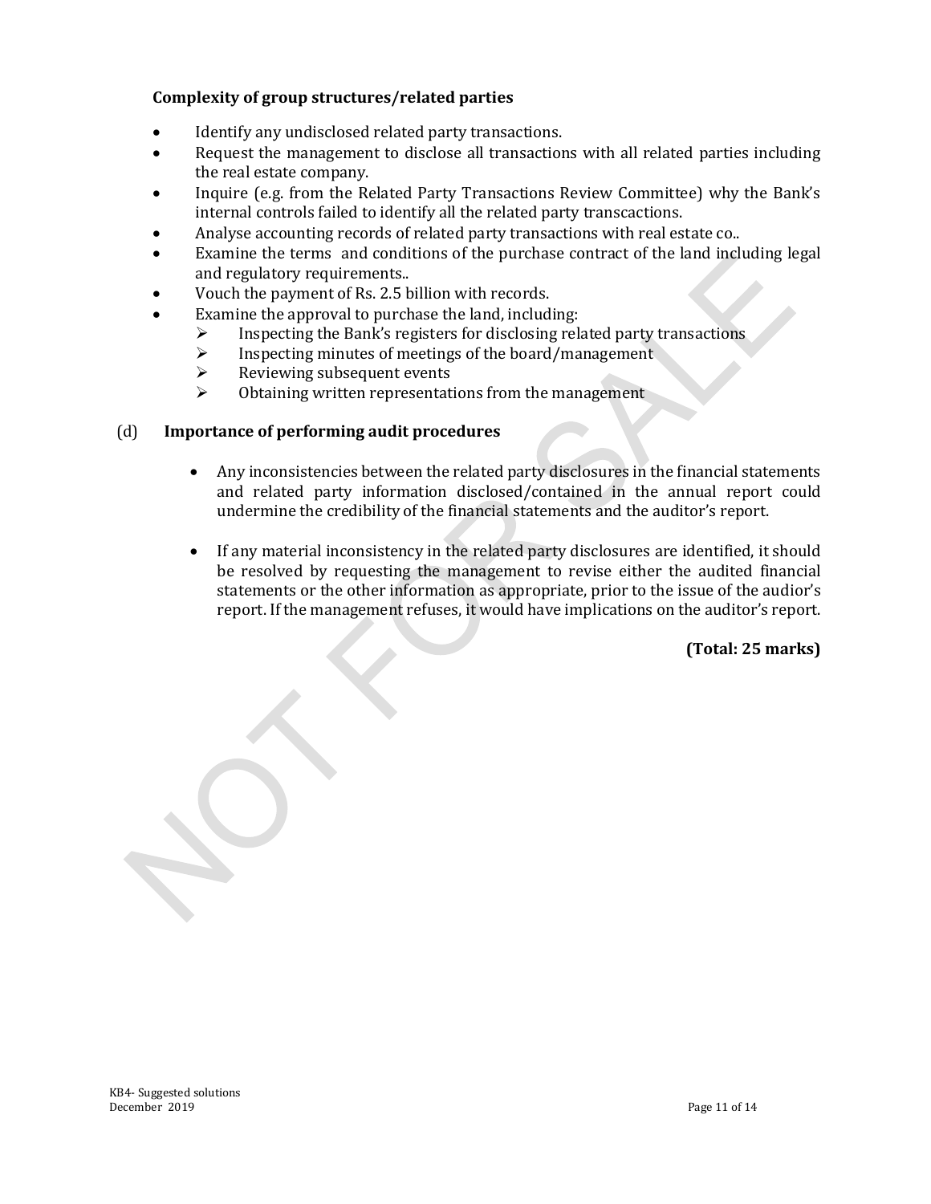**Complexity of group structures/related parties**

- Identify any undisclosed related party transactions.
- Request the management to disclose all transactions with all related parties including the real estate company.
- Inquire (e.g. from the Related Party Transactions Review Committee) why the Bank's internal controls failed to identify all the related party transcactions.
- Analyse accounting records of related party transactions with real estate co..
- Examine the terms and conditions of the purchase contract of the land including legal and regulatory requirements..
- Vouch the payment of Rs. 2.5 billion with records.
- Examine the approval to purchase the land, including:
  - Inspecting the Bank's registers for disclosing related party transactions
  - Inspecting minutes of meetings of the board/management
  - Reviewing subsequent events
  - Obtaining written representations from the management

(d) **Importance of performing audit procedures**

- Any inconsistencies between the related party disclosures in the financial statements and related party information disclosed/contained in the annual report could undermine the credibility of the financial statements and the auditor's report.

- If any material inconsistency in the related party disclosures are identified, it should be resolved by requesting the management to revise either the audited financial statements or the other information as appropriate, prior to the issue of the audior's report. If the management refuses, it would have implications on the auditor's report.

**(Total: 25 marks)**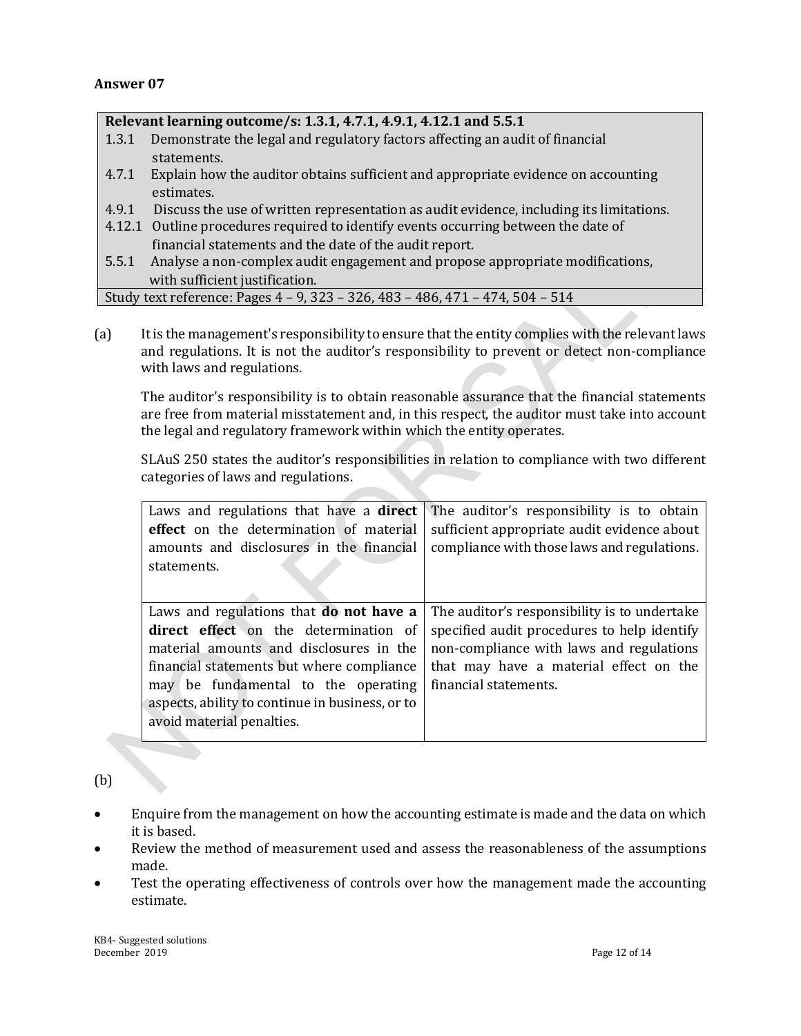## Answer 07

| Relevant learning outcome/s: 1.3.1, 4.7.1, 4.9.1, 4.12.1 and 5.5.1 |
|---|
| 1.3.1 Demonstrate the legal and regulatory factors affecting an audit of financial statements.<br>4.7.1 Explain how the auditor obtains sufficient and appropriate evidence on accounting estimates.<br>4.9.1 Discuss the use of written representation as audit evidence, including its limitations.<br>4.12.1 Outline procedures required to identify events occurring between the date of financial statements and the date of the audit report.<br>5.5.1 Analyse a non-complex audit engagement and propose appropriate modifications, with sufficient justification. |
| Study text reference: Pages 4 – 9, 323 – 326, 483 – 486, 471 – 474, 504 – 514 |

(a) It is the management's responsibility to ensure that the entity complies with the relevant laws and regulations. It is not the auditor's responsibility to prevent or detect non-compliance with laws and regulations.

The auditor's responsibility is to obtain reasonable assurance that the financial statements are free from material misstatement and, in this respect, the auditor must take into account the legal and regulatory framework within which the entity operates.

SLAuS 250 states the auditor's responsibilities in relation to compliance with two different categories of laws and regulations.

| | |
|---|---|
| Laws and regulations that have a **direct effect** on the determination of material amounts and disclosures in the financial statements. | The auditor's responsibility is to obtain sufficient appropriate audit evidence about compliance with those laws and regulations. |
| Laws and regulations that **do not have a direct effect** on the determination of material amounts and disclosures in the financial statements but where compliance may be fundamental to the operating aspects, ability to continue in business, or to avoid material penalties. | The auditor's responsibility is to undertake specified audit procedures to help identify non-compliance with laws and regulations that may have a material effect on the financial statements. |

(b)

- Enquire from the management on how the accounting estimate is made and the data on which it is based.
- Review the method of measurement used and assess the reasonableness of the assumptions made.
- Test the operating effectiveness of controls over how the management made the accounting estimate.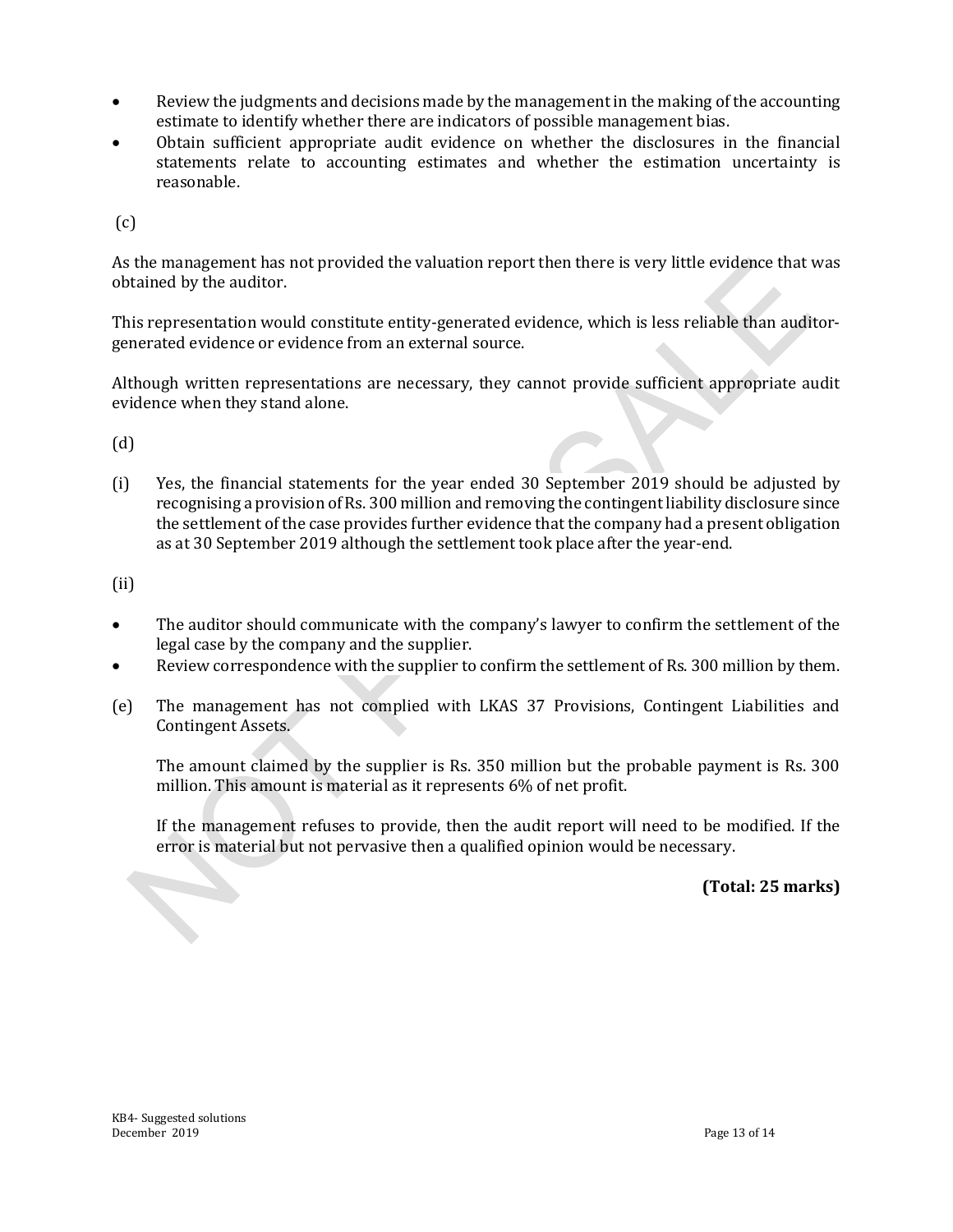- Review the judgments and decisions made by the management in the making of the accounting estimate to identify whether there are indicators of possible management bias.
- Obtain sufficient appropriate audit evidence on whether the disclosures in the financial statements relate to accounting estimates and whether the estimation uncertainty is reasonable.

(c)

As the management has not provided the valuation report then there is very little evidence that was obtained by the auditor.

This representation would constitute entity-generated evidence, which is less reliable than auditor-generated evidence or evidence from an external source.

Although written representations are necessary, they cannot provide sufficient appropriate audit evidence when they stand alone.

(d)

(i) Yes, the financial statements for the year ended 30 September 2019 should be adjusted by recognising a provision of Rs. 300 million and removing the contingent liability disclosure since the settlement of the case provides further evidence that the company had a present obligation as at 30 September 2019 although the settlement took place after the year-end.

(ii)

- The auditor should communicate with the company's lawyer to confirm the settlement of the legal case by the company and the supplier.
- Review correspondence with the supplier to confirm the settlement of Rs. 300 million by them.

(e) The management has not complied with LKAS 37 Provisions, Contingent Liabilities and Contingent Assets.

The amount claimed by the supplier is Rs. 350 million but the probable payment is Rs. 300 million. This amount is material as it represents 6% of net profit.

If the management refuses to provide, then the audit report will need to be modified. If the error is material but not pervasive then a qualified opinion would be necessary.

**(Total: 25 marks)**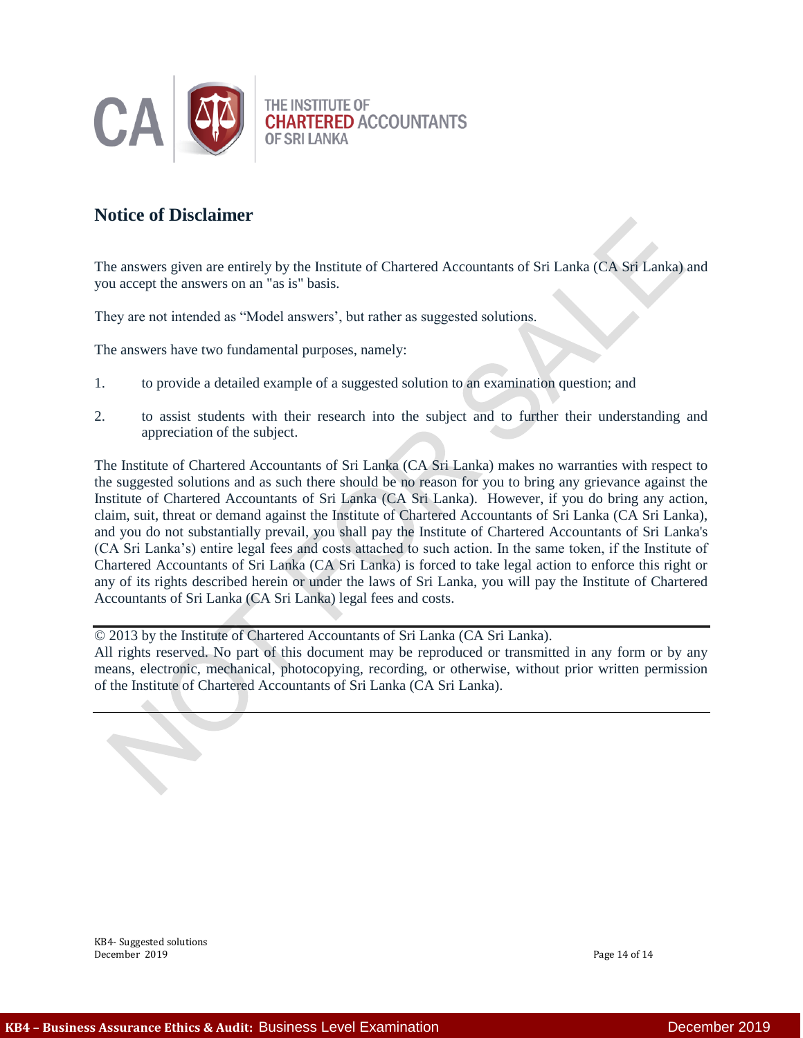THE INSTITUTE OF CHARTERED ACCOUNTANTS OF SRI LANKA

## Notice of Disclaimer

The answers given are entirely by the Institute of Chartered Accountants of Sri Lanka (CA Sri Lanka) and you accept the answers on an "as is" basis.

They are not intended as "Model answers', but rather as suggested solutions.

The answers have two fundamental purposes, namely:

1. to provide a detailed example of a suggested solution to an examination question; and

2. to assist students with their research into the subject and to further their understanding and appreciation of the subject.

The Institute of Chartered Accountants of Sri Lanka (CA Sri Lanka) makes no warranties with respect to the suggested solutions and as such there should be no reason for you to bring any grievance against the Institute of Chartered Accountants of Sri Lanka (CA Sri Lanka). However, if you do bring any action, claim, suit, threat or demand against the Institute of Chartered Accountants of Sri Lanka (CA Sri Lanka), and you do not substantially prevail, you shall pay the Institute of Chartered Accountants of Sri Lanka's (CA Sri Lanka's) entire legal fees and costs attached to such action. In the same token, if the Institute of Chartered Accountants of Sri Lanka (CA Sri Lanka) is forced to take legal action to enforce this right or any of its rights described herein or under the laws of Sri Lanka, you will pay the Institute of Chartered Accountants of Sri Lanka (CA Sri Lanka) legal fees and costs.

---

© 2013 by the Institute of Chartered Accountants of Sri Lanka (CA Sri Lanka).
All rights reserved. No part of this document may be reproduced or transmitted in any form or by any means, electronic, mechanical, photocopying, recording, or otherwise, without prior written permission of the Institute of Chartered Accountants of Sri Lanka (CA Sri Lanka).

---